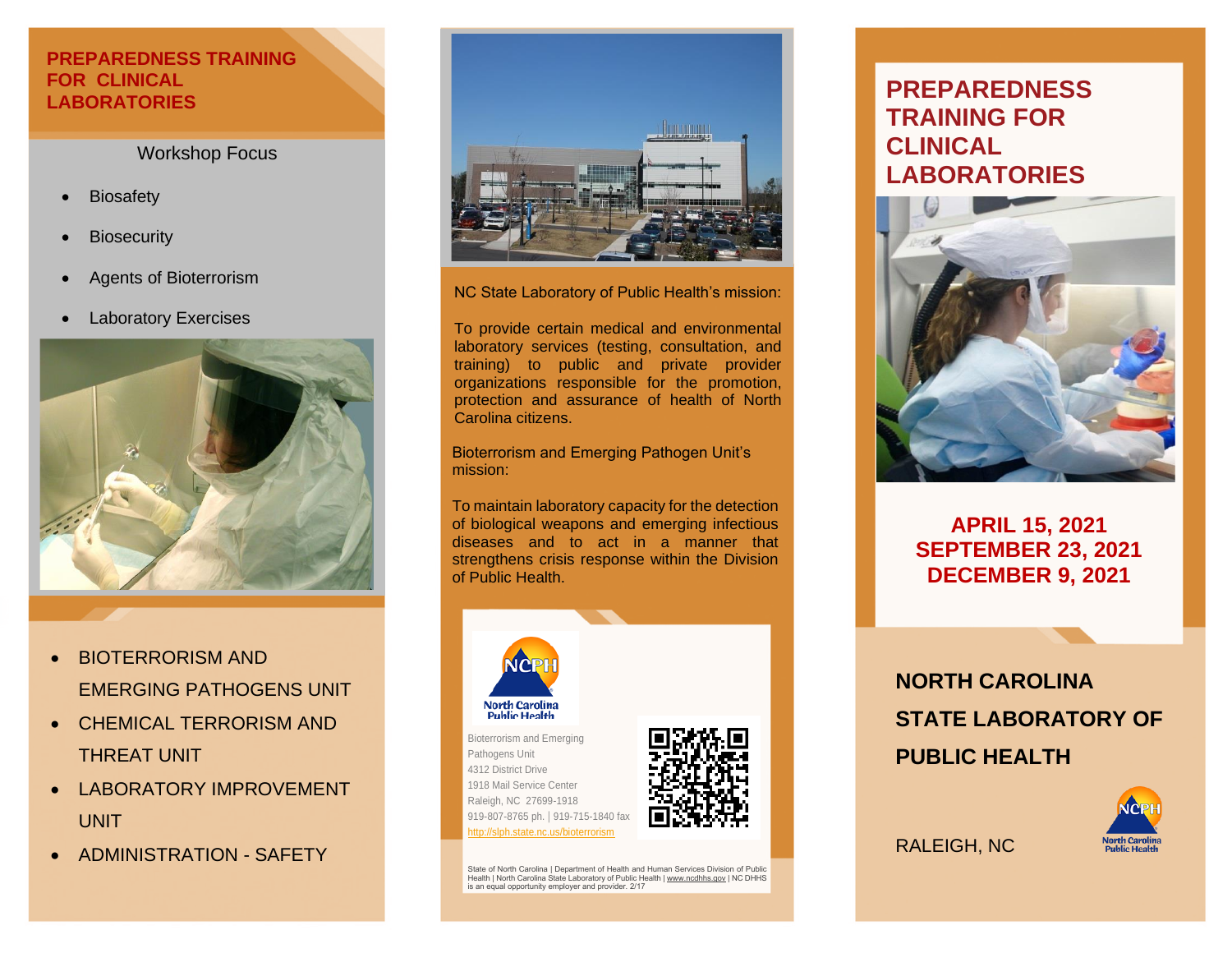# PREPAREDNESS TRAINING FOR CLINICAL LABORATORIES

Workshop Focus

- Biosafety
- Biosecurity
- Agents of Bioterrorism
- Laboratory Exercises

- BIOTERRORISM AND EMERGING PATHOGENS UNIT
- CHEMICAL TERRORISM AND THREAT UNIT
- LABORATORY IMPROVEMENT UNIT
- ADMINISTRATION - SAFETY

NC State Laboratory of Public Health's mission:

To provide certain medical and environmental laboratory services (testing, consultation, and training) to public and private provider organizations responsible for the promotion, protection and assurance of health of North Carolina citizens.

Bioterrorism and Emerging Pathogen Unit's mission:

To maintain laboratory capacity for the detection of biological weapons and emerging infectious diseases and to act in a manner that strengthens crisis response within the Division of Public Health.

NCPH North Carolina Public Health

Bioterrorism and Emerging Pathogens Unit
4312 District Drive
1918 Mail Service Center
Raleigh, NC 27699-1918
919-807-8765 ph. | 919-715-1840 fax
http://slph.state.nc.us/bioterrorism

State of North Carolina | Department of Health and Human Services Division of Public Health | North Carolina State Laboratory of Public Health | www.ncdhhs.gov | NC DHHS is an equal opportunity employer and provider. 2/17

# PREPAREDNESS TRAINING FOR CLINICAL LABORATORIES

**APRIL 15, 2021**
**SEPTEMBER 23, 2021**
**DECEMBER 9, 2021**

## NORTH CAROLINA STATE LABORATORY OF PUBLIC HEALTH

RALEIGH, NC

NCPH North Carolina Public Health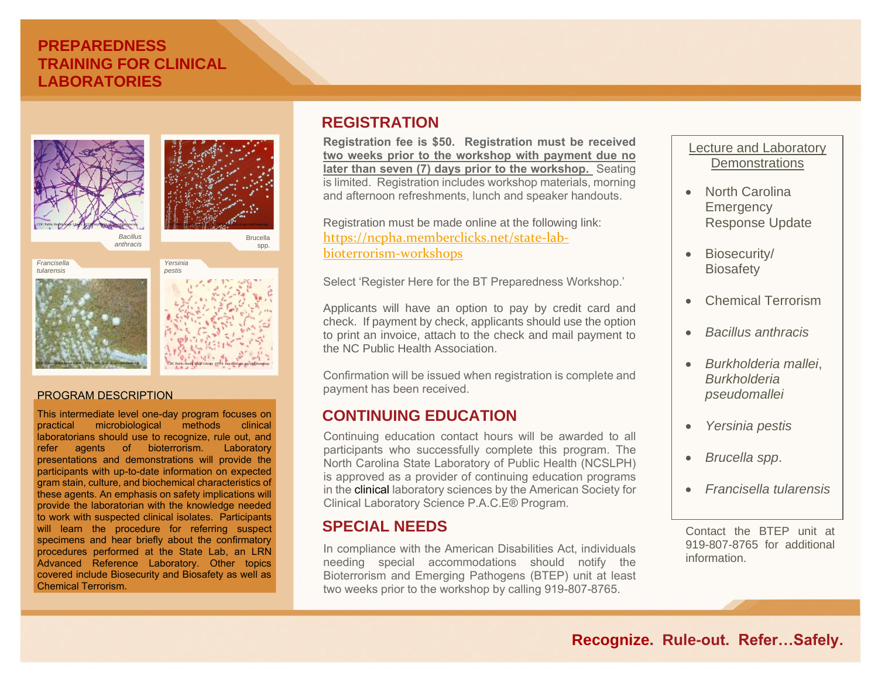# PREPAREDNESS TRAINING FOR CLINICAL LABORATORIES

*Bacillus anthracis*

Brucella spp.

*Francisella tularensis*

*Yersinia pestis*

## PROGRAM DESCRIPTION

This intermediate level one-day program focuses on practical microbiological methods clinical laboratorians should use to recognize, rule out, and refer agents of bioterrorism. Laboratory presentations and demonstrations will provide the participants with up-to-date information on expected gram stain, culture, and biochemical characteristics of these agents. An emphasis on safety implications will provide the laboratorian with the knowledge needed to work with suspected clinical isolates. Participants will learn the procedure for referring suspect specimens and hear briefly about the confirmatory procedures performed at the State Lab, an LRN Advanced Reference Laboratory. Other topics covered include Biosecurity and Biosafety as well as Chemical Terrorism.

## REGISTRATION

**Registration fee is $50. Registration must be received <u>two weeks prior to the workshop with payment due no later than seven (7) days prior to the workshop.</u>** Seating is limited. Registration includes workshop materials, morning and afternoon refreshments, lunch and speaker handouts.

Registration must be made online at the following link: https://ncpha.memberclicks.net/state-lab-bioterrorism-workshops

Select 'Register Here for the BT Preparedness Workshop.'

Applicants will have an option to pay by credit card and check. If payment by check, applicants should use the option to print an invoice, attach to the check and mail payment to the NC Public Health Association.

Confirmation will be issued when registration is complete and payment has been received.

## CONTINUING EDUCATION

Continuing education contact hours will be awarded to all participants who successfully complete this program. The North Carolina State Laboratory of Public Health (NCSLPH) is approved as a provider of continuing education programs in the clinical laboratory sciences by the American Society for Clinical Laboratory Science P.A.C.E® Program.

## SPECIAL NEEDS

In compliance with the American Disabilities Act, individuals needing special accommodations should notify the Bioterrorism and Emerging Pathogens (BTEP) unit at least two weeks prior to the workshop by calling 919-807-8765.

<u>Lecture and Laboratory Demonstrations</u>

- North Carolina Emergency Response Update
- Biosecurity/ Biosafety
- Chemical Terrorism
- *Bacillus anthracis*
- *Burkholderia mallei*, *Burkholderia pseudomallei*
- *Yersinia pestis*
- *Brucella spp*.
- *Francisella tularensis*

Contact the BTEP unit at 919-807-8765 for additional information.

**Recognize. Rule-out. Refer…Safely.**